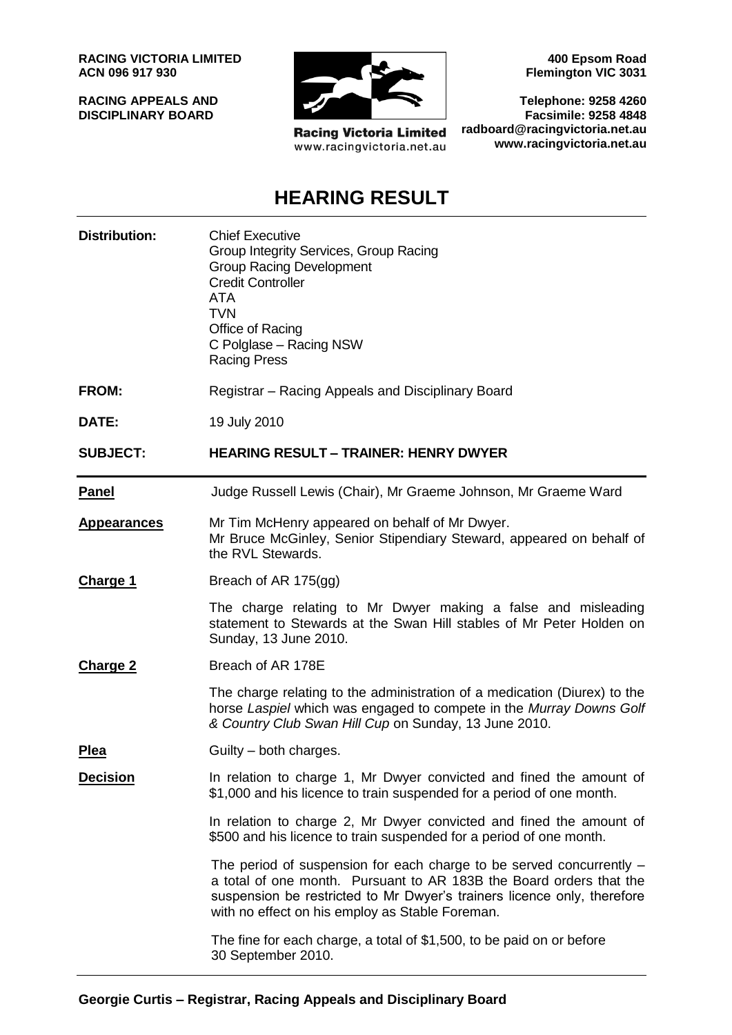**RACING VICTORIA LIMITED**
**ACN 096 917 930**

**RACING APPEALS AND DISCIPLINARY BOARD**

Racing Victoria Limited
www.racingvictoria.net.au

**400 Epsom Road**
**Flemington VIC 3031**

**Telephone: 9258 4260**
**Facsimile: 9258 4848**
**radboard@racingvictoria.net.au**
**www.racingvictoria.net.au**

# HEARING RESULT

| | |
|---|---|
| **Distribution:** | Chief Executive<br>Group Integrity Services, Group Racing<br>Group Racing Development<br>Credit Controller<br>ATA<br>TVN<br>Office of Racing<br>C Polglase – Racing NSW<br>Racing Press |
| **FROM:** | Registrar – Racing Appeals and Disciplinary Board |
| **DATE:** | 19 July 2010 |
| **SUBJECT:** | **HEARING RESULT – TRAINER: HENRY DWYER** |

| | |
|---|---|
| **Panel** | Judge Russell Lewis (Chair), Mr Graeme Johnson, Mr Graeme Ward |
| **Appearances** | Mr Tim McHenry appeared on behalf of Mr Dwyer.<br>Mr Bruce McGinley, Senior Stipendiary Steward, appeared on behalf of the RVL Stewards. |
| **Charge 1** | Breach of AR 175(gg)<br><br>The charge relating to Mr Dwyer making a false and misleading statement to Stewards at the Swan Hill stables of Mr Peter Holden on Sunday, 13 June 2010. |
| **Charge 2** | Breach of AR 178E<br><br>The charge relating to the administration of a medication (Diurex) to the horse *Laspiel* which was engaged to compete in the *Murray Downs Golf & Country Club Swan Hill Cup* on Sunday, 13 June 2010. |
| **Plea** | Guilty – both charges. |
| **Decision** | In relation to charge 1, Mr Dwyer convicted and fined the amount of $1,000 and his licence to train suspended for a period of one month.<br><br>In relation to charge 2, Mr Dwyer convicted and fined the amount of $500 and his licence to train suspended for a period of one month.<br><br>The period of suspension for each charge to be served concurrently – a total of one month. Pursuant to AR 183B the Board orders that the suspension be restricted to Mr Dwyer's trainers licence only, therefore with no effect on his employ as Stable Foreman.<br><br>The fine for each charge, a total of $1,500, to be paid on or before 30 September 2010. |

**Georgie Curtis – Registrar, Racing Appeals and Disciplinary Board**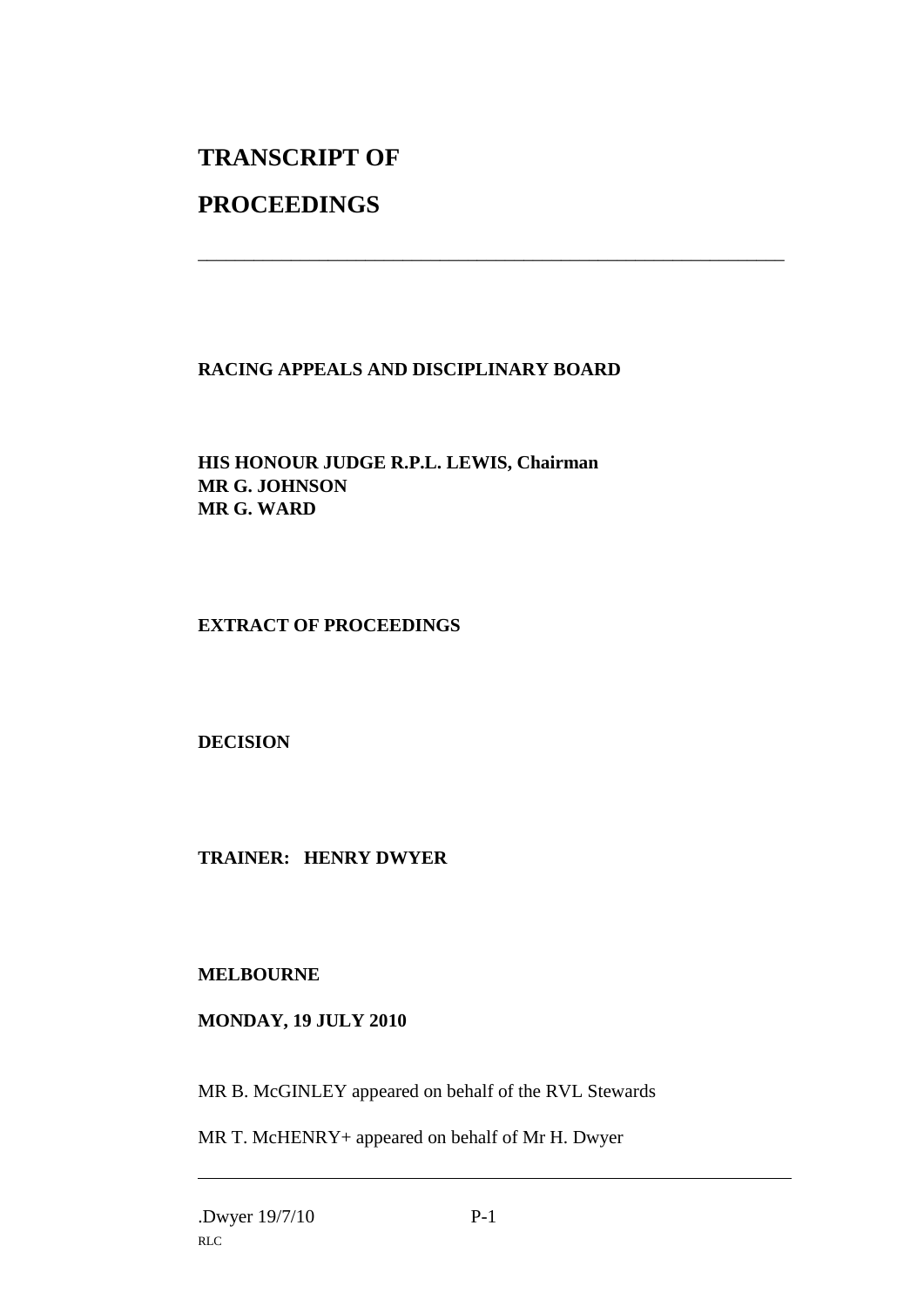# TRANSCRIPT OF

# PROCEEDINGS

---

**RACING APPEALS AND DISCIPLINARY BOARD**

**HIS HONOUR JUDGE R.P.L. LEWIS, Chairman**
**MR G. JOHNSON**
**MR G. WARD**

**EXTRACT OF PROCEEDINGS**

**DECISION**

**TRAINER: HENRY DWYER**

**MELBOURNE**

**MONDAY, 19 JULY 2010**

MR B. McGINLEY appeared on behalf of the RVL Stewards

MR T. McHENRY+ appeared on behalf of Mr H. Dwyer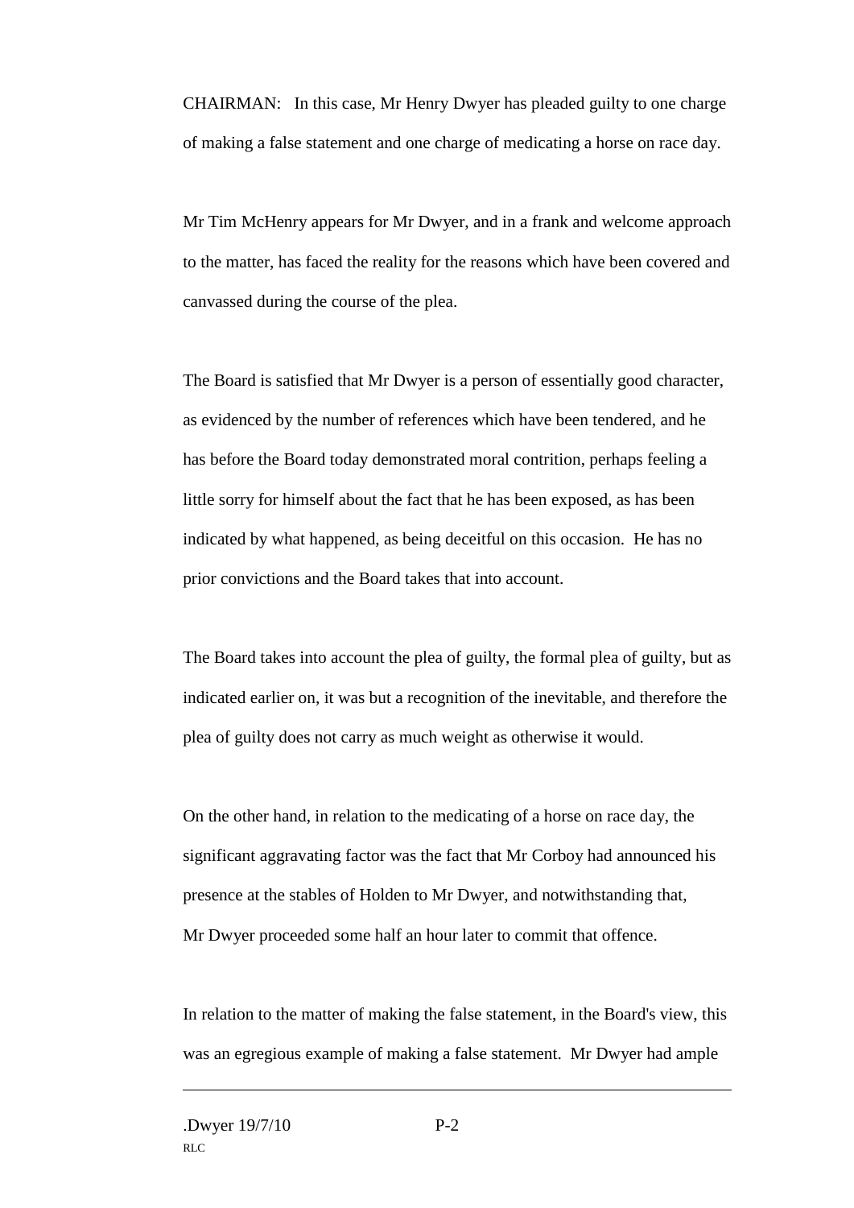CHAIRMAN: In this case, Mr Henry Dwyer has pleaded guilty to one charge of making a false statement and one charge of medicating a horse on race day.

Mr Tim McHenry appears for Mr Dwyer, and in a frank and welcome approach to the matter, has faced the reality for the reasons which have been covered and canvassed during the course of the plea.

The Board is satisfied that Mr Dwyer is a person of essentially good character, as evidenced by the number of references which have been tendered, and he has before the Board today demonstrated moral contrition, perhaps feeling a little sorry for himself about the fact that he has been exposed, as has been indicated by what happened, as being deceitful on this occasion. He has no prior convictions and the Board takes that into account.

The Board takes into account the plea of guilty, the formal plea of guilty, but as indicated earlier on, it was but a recognition of the inevitable, and therefore the plea of guilty does not carry as much weight as otherwise it would.

On the other hand, in relation to the medicating of a horse on race day, the significant aggravating factor was the fact that Mr Corboy had announced his presence at the stables of Holden to Mr Dwyer, and notwithstanding that, Mr Dwyer proceeded some half an hour later to commit that offence.

In relation to the matter of making the false statement, in the Board's view, this was an egregious example of making a false statement. Mr Dwyer had ample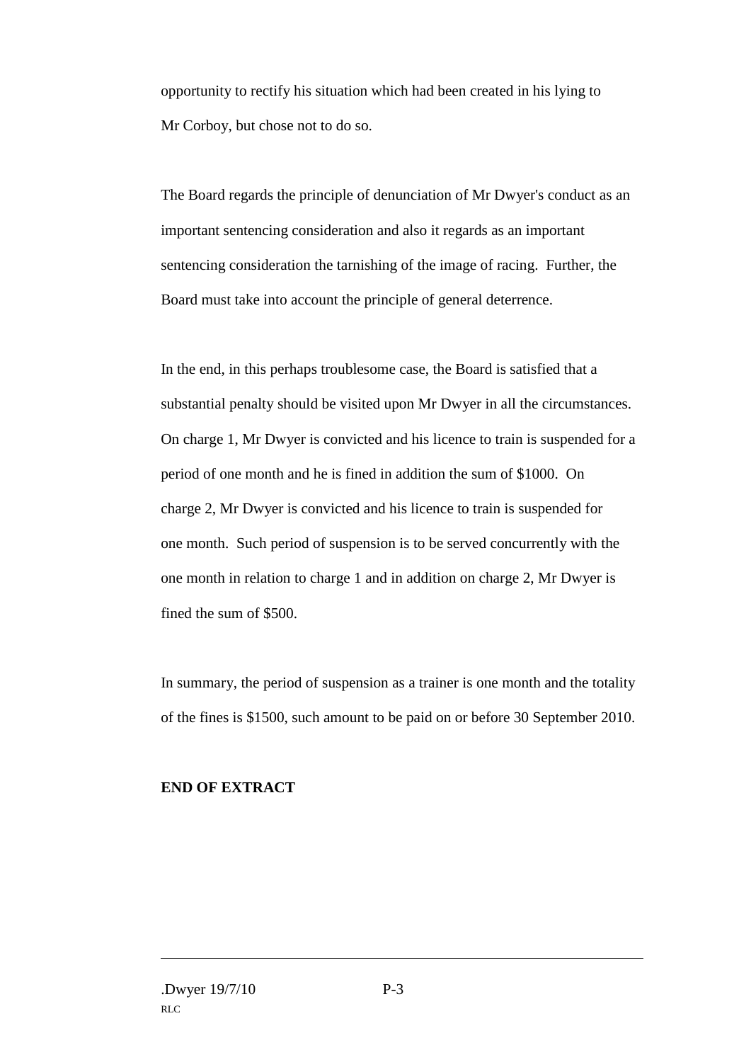opportunity to rectify his situation which had been created in his lying to Mr Corboy, but chose not to do so.

The Board regards the principle of denunciation of Mr Dwyer's conduct as an important sentencing consideration and also it regards as an important sentencing consideration the tarnishing of the image of racing. Further, the Board must take into account the principle of general deterrence.

In the end, in this perhaps troublesome case, the Board is satisfied that a substantial penalty should be visited upon Mr Dwyer in all the circumstances. On charge 1, Mr Dwyer is convicted and his licence to train is suspended for a period of one month and he is fined in addition the sum of $1000. On charge 2, Mr Dwyer is convicted and his licence to train is suspended for one month. Such period of suspension is to be served concurrently with the one month in relation to charge 1 and in addition on charge 2, Mr Dwyer is fined the sum of $500.

In summary, the period of suspension as a trainer is one month and the totality of the fines is $1500, such amount to be paid on or before 30 September 2010.

**END OF EXTRACT**